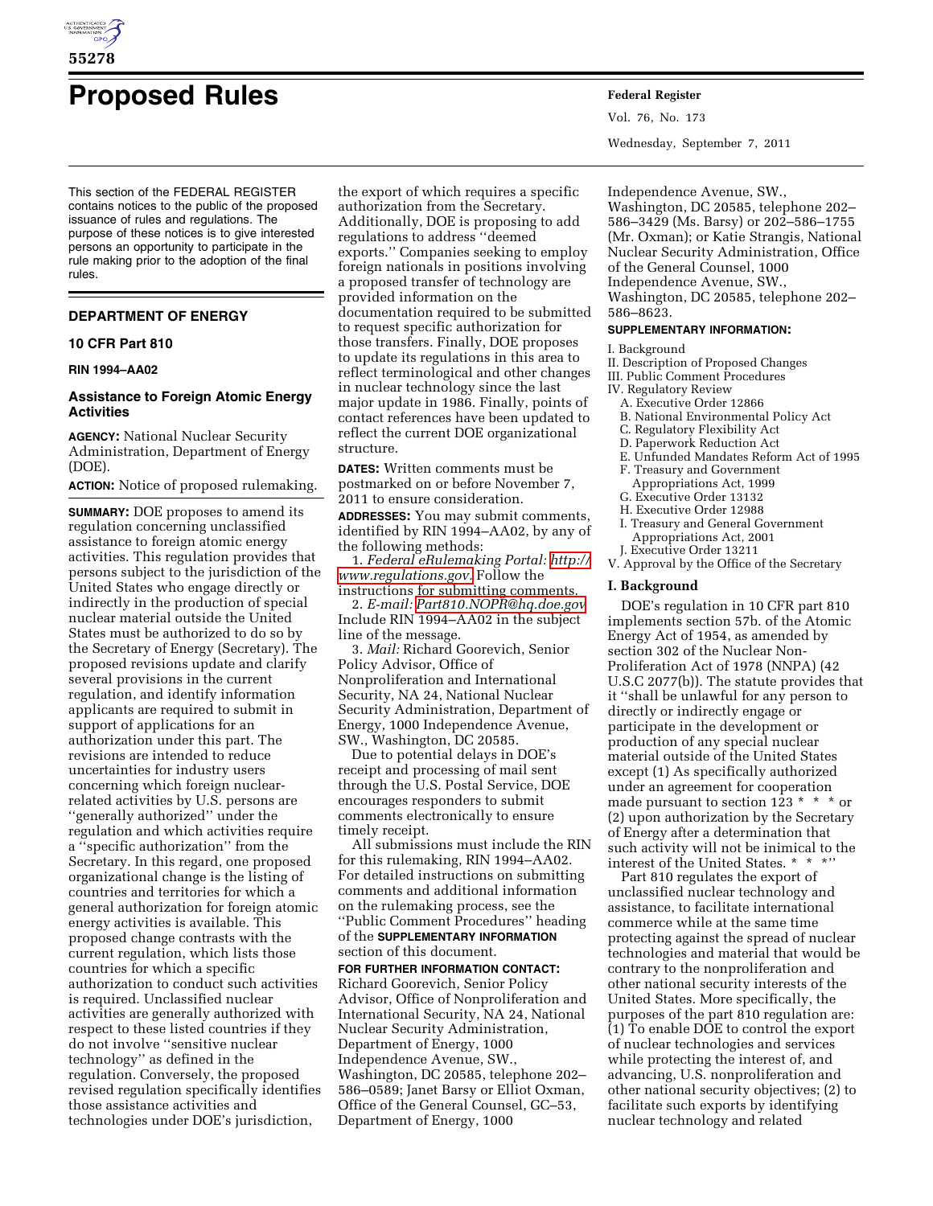# Proposed Rules

This section of the FEDERAL REGISTER contains notices to the public of the proposed issuance of rules and regulations. The purpose of these notices is to give interested persons an opportunity to participate in the rule making prior to the adoption of the final rules.

## DEPARTMENT OF ENERGY

### 10 CFR Part 810

### RIN 1994–AA02

### Assistance to Foreign Atomic Energy Activities

**AGENCY:** National Nuclear Security Administration, Department of Energy (DOE).

**ACTION:** Notice of proposed rulemaking.

**SUMMARY:** DOE proposes to amend its regulation concerning unclassified assistance to foreign atomic energy activities. This regulation provides that persons subject to the jurisdiction of the United States who engage directly or indirectly in the production of special nuclear material outside the United States must be authorized to do so by the Secretary of Energy (Secretary). The proposed revisions update and clarify several provisions in the current regulation, and identify information applicants are required to submit in support of applications for an authorization under this part. The revisions are intended to reduce uncertainties for industry users concerning which foreign nuclear-related activities by U.S. persons are ''generally authorized'' under the regulation and which activities require a ''specific authorization'' from the Secretary. In this regard, one proposed organizational change is the listing of countries and territories for which a general authorization for foreign atomic energy activities is available. This proposed change contrasts with the current regulation, which lists those countries for which a specific authorization to conduct such activities is required. Unclassified nuclear activities are generally authorized with respect to these listed countries if they do not involve ''sensitive nuclear technology'' as defined in the regulation. Conversely, the proposed revised regulation specifically identifies those assistance activities and technologies under DOE's jurisdiction, the export of which requires a specific authorization from the Secretary. Additionally, DOE is proposing to add regulations to address ''deemed exports.'' Companies seeking to employ foreign nationals in positions involving a proposed transfer of technology are provided information on the documentation required to be submitted to request specific authorization for those transfers. Finally, DOE proposes to update its regulations in this area to reflect terminological and other changes in nuclear technology since the last major update in 1986. Finally, points of contact references have been updated to reflect the current DOE organizational structure.

**DATES:** Written comments must be postmarked on or before November 7, 2011 to ensure consideration.

**ADDRESSES:** You may submit comments, identified by RIN 1994–AA02, by any of the following methods:

1. *Federal eRulemaking Portal: http://www.regulations.gov.* Follow the instructions for submitting comments.
2. *E-mail: Part810.NOPR@hq.doe.gov* Include RIN 1994–AA02 in the subject line of the message.
3. *Mail:* Richard Goorevich, Senior Policy Advisor, Office of Nonproliferation and International Security, NA 24, National Nuclear Security Administration, Department of Energy, 1000 Independence Avenue, SW., Washington, DC 20585.

Due to potential delays in DOE's receipt and processing of mail sent through the U.S. Postal Service, DOE encourages responders to submit comments electronically to ensure timely receipt.

All submissions must include the RIN for this rulemaking, RIN 1994–AA02. For detailed instructions on submitting comments and additional information on the rulemaking process, see the ''Public Comment Procedures'' heading of the **SUPPLEMENTARY INFORMATION** section of this document.

**FOR FURTHER INFORMATION CONTACT:** Richard Goorevich, Senior Policy Advisor, Office of Nonproliferation and International Security, NA 24, National Nuclear Security Administration, Department of Energy, 1000 Independence Avenue, SW., Washington, DC 20585, telephone 202–586–0589; Janet Barsy or Elliot Oxman, Office of the General Counsel, GC–53, Department of Energy, 1000 Independence Avenue, SW., Washington, DC 20585, telephone 202–586–3429 (Ms. Barsy) or 202–586–1755 (Mr. Oxman); or Katie Strangis, National Nuclear Security Administration, Office of the General Counsel, 1000 Independence Avenue, SW., Washington, DC 20585, telephone 202–586–8623.

**SUPPLEMENTARY INFORMATION:**

I. Background
II. Description of Proposed Changes
III. Public Comment Procedures
IV. Regulatory Review
  A. Executive Order 12866
  B. National Environmental Policy Act
  C. Regulatory Flexibility Act
  D. Paperwork Reduction Act
  E. Unfunded Mandates Reform Act of 1995
  F. Treasury and Government Appropriations Act, 1999
  G. Executive Order 13132
  H. Executive Order 12988
  I. Treasury and General Government Appropriations Act, 2001
  J. Executive Order 13211
V. Approval by the Office of the Secretary

## I. Background

DOE's regulation in 10 CFR part 810 implements section 57b. of the Atomic Energy Act of 1954, as amended by section 302 of the Nuclear Non-Proliferation Act of 1978 (NNPA) (42 U.S.C 2077(b)). The statute provides that it ''shall be unlawful for any person to directly or indirectly engage or participate in the development or production of any special nuclear material outside of the United States except (1) As specifically authorized under an agreement for cooperation made pursuant to section 123 * * * or (2) upon authorization by the Secretary of Energy after a determination that such activity will not be inimical to the interest of the United States. * * *''

Part 810 regulates the export of unclassified nuclear technology and assistance, to facilitate international commerce while at the same time protecting against the spread of nuclear technologies and material that would be contrary to the nonproliferation and other national security interests of the United States. More specifically, the purposes of the part 810 regulation are: (1) To enable DOE to control the export of nuclear technologies and services while protecting the interest of, and advancing, U.S. nonproliferation and other national security objectives; (2) to facilitate such exports by identifying nuclear technology and related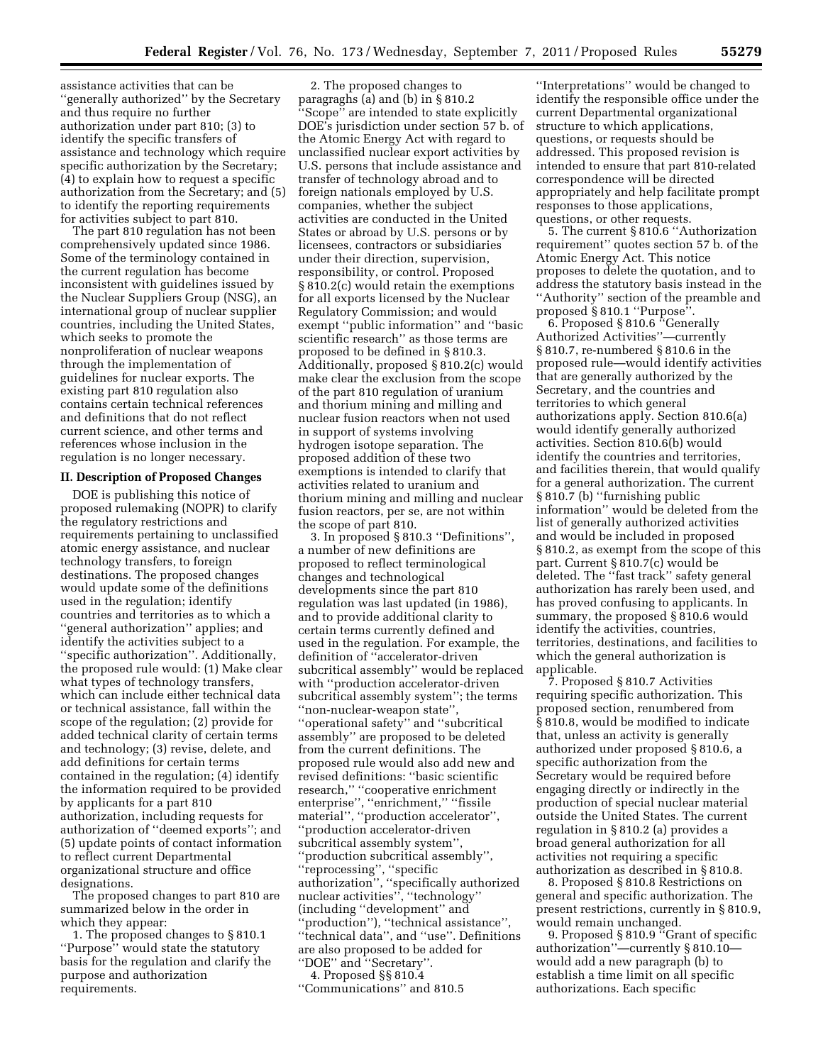assistance activities that can be ''generally authorized'' by the Secretary and thus require no further authorization under part 810; (3) to identify the specific transfers of assistance and technology which require specific authorization by the Secretary; (4) to explain how to request a specific authorization from the Secretary; and (5) to identify the reporting requirements for activities subject to part 810.

The part 810 regulation has not been comprehensively updated since 1986. Some of the terminology contained in the current regulation has become inconsistent with guidelines issued by the Nuclear Suppliers Group (NSG), an international group of nuclear supplier countries, including the United States, which seeks to promote the nonproliferation of nuclear weapons through the implementation of guidelines for nuclear exports. The existing part 810 regulation also contains certain technical references and definitions that do not reflect current science, and other terms and references whose inclusion in the regulation is no longer necessary.

## II. Description of Proposed Changes

DOE is publishing this notice of proposed rulemaking (NOPR) to clarify the regulatory restrictions and requirements pertaining to unclassified atomic energy assistance, and nuclear technology transfers, to foreign destinations. The proposed changes would update some of the definitions used in the regulation; identify countries and territories as to which a ''general authorization'' applies; and identify the activities subject to a ''specific authorization''. Additionally, the proposed rule would: (1) Make clear what types of technology transfers, which can include either technical data or technical assistance, fall within the scope of the regulation; (2) provide for added technical clarity of certain terms and technology; (3) revise, delete, and add definitions for certain terms contained in the regulation; (4) identify the information required to be provided by applicants for a part 810 authorization, including requests for authorization of ''deemed exports''; and (5) update points of contact information to reflect current Departmental organizational structure and office designations.

The proposed changes to part 810 are summarized below in the order in which they appear:

1. The proposed changes to § 810.1 ''Purpose'' would state the statutory basis for the regulation and clarify the purpose and authorization requirements.

2. The proposed changes to paragraghs (a) and (b) in § 810.2 ''Scope'' are intended to state explicitly DOE's jurisdiction under section 57 b. of the Atomic Energy Act with regard to unclassified nuclear export activities by U.S. persons that include assistance and transfer of technology abroad and to foreign nationals employed by U.S. companies, whether the subject activities are conducted in the United States or abroad by U.S. persons or by licensees, contractors or subsidiaries under their direction, supervision, responsibility, or control. Proposed § 810.2(c) would retain the exemptions for all exports licensed by the Nuclear Regulatory Commission; and would exempt ''public information'' and ''basic scientific research'' as those terms are proposed to be defined in § 810.3. Additionally, proposed § 810.2(c) would make clear the exclusion from the scope of the part 810 regulation of uranium and thorium mining and milling and nuclear fusion reactors when not used in support of systems involving hydrogen isotope separation. The proposed addition of these two exemptions is intended to clarify that activities related to uranium and thorium mining and milling and nuclear fusion reactors, per se, are not within the scope of part 810.

3. In proposed § 810.3 ''Definitions'', a number of new definitions are proposed to reflect terminological changes and technological developments since the part 810 regulation was last updated (in 1986), and to provide additional clarity to certain terms currently defined and used in the regulation. For example, the definition of ''accelerator-driven subcritical assembly'' would be replaced with ''production accelerator-driven subcritical assembly system''; the terms ''non-nuclear-weapon state'', ''operational safety'' and ''subcritical assembly'' are proposed to be deleted from the current definitions. The proposed rule would also add new and revised definitions: ''basic scientific research,'' ''cooperative enrichment enterprise'', ''enrichment,'' ''fissile material'', ''production accelerator'', ''production accelerator-driven subcritical assembly system'', ''production subcritical assembly'', ''reprocessing'', ''specific authorization'', ''specifically authorized nuclear activities'', ''technology'' (including ''development'' and ''production''), ''technical assistance'', ''technical data'', and ''use''. Definitions are also proposed to be added for ''DOE'' and ''Secretary''.

4. Proposed §§ 810.4 ''Communications'' and 810.5 ''Interpretations'' would be changed to identify the responsible office under the current Departmental organizational structure to which applications, questions, or requests should be addressed. This proposed revision is intended to ensure that part 810-related correspondence will be directed appropriately and help facilitate prompt responses to those applications, questions, or other requests.

5. The current § 810.6 ''Authorization requirement'' quotes section 57 b. of the Atomic Energy Act. This notice proposes to delete the quotation, and to address the statutory basis instead in the ''Authority'' section of the preamble and proposed § 810.1 ''Purpose''.

6. Proposed § 810.6 ''Generally Authorized Activities''—currently § 810.7, re-numbered § 810.6 in the proposed rule—would identify activities that are generally authorized by the Secretary, and the countries and territories to which general authorizations apply. Section 810.6(a) would identify generally authorized activities. Section 810.6(b) would identify the countries and territories, and facilities therein, that would qualify for a general authorization. The current § 810.7 (b) ''furnishing public information'' would be deleted from the list of generally authorized activities and would be included in proposed § 810.2, as exempt from the scope of this part. Current § 810.7(c) would be deleted. The ''fast track'' safety general authorization has rarely been used, and has proved confusing to applicants. In summary, the proposed § 810.6 would identify the activities, countries, territories, destinations, and facilities to which the general authorization is applicable.

7. Proposed § 810.7 Activities requiring specific authorization. This proposed section, renumbered from § 810.8, would be modified to indicate that, unless an activity is generally authorized under proposed § 810.6, a specific authorization from the Secretary would be required before engaging directly or indirectly in the production of special nuclear material outside the United States. The current regulation in § 810.2 (a) provides a broad general authorization for all activities not requiring a specific authorization as described in § 810.8.

8. Proposed § 810.8 Restrictions on general and specific authorization. The present restrictions, currently in § 810.9, would remain unchanged.

9. Proposed § 810.9 ''Grant of specific authorization''—currently § 810.10—would add a new paragraph (b) to establish a time limit on all specific authorizations. Each specific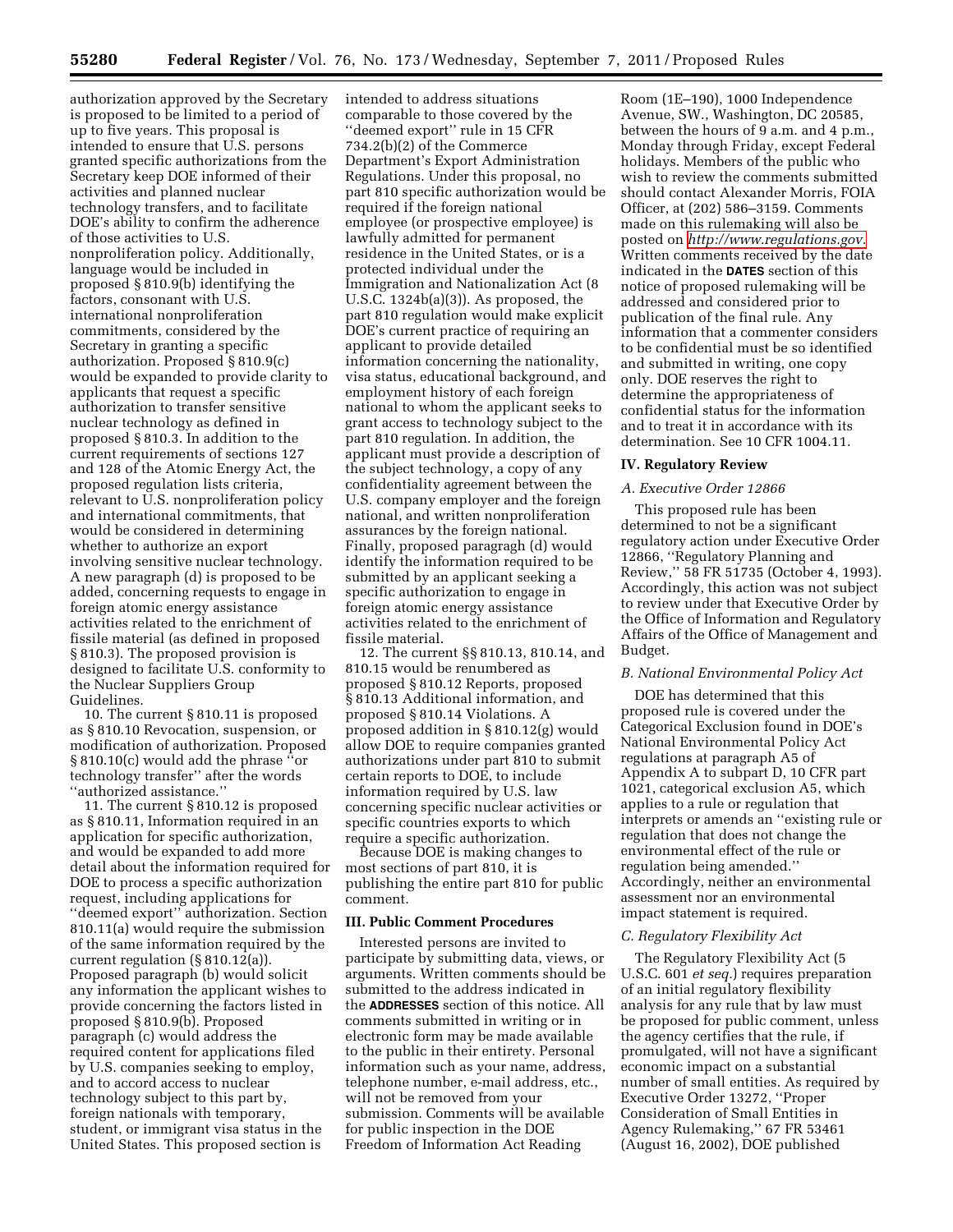authorization approved by the Secretary is proposed to be limited to a period of up to five years. This proposal is intended to ensure that U.S. persons granted specific authorizations from the Secretary keep DOE informed of their activities and planned nuclear technology transfers, and to facilitate DOE's ability to confirm the adherence of those activities to U.S. nonproliferation policy. Additionally, language would be included in proposed § 810.9(b) identifying the factors, consonant with U.S. international nonproliferation commitments, considered by the Secretary in granting a specific authorization. Proposed § 810.9(c) would be expanded to provide clarity to applicants that request a specific authorization to transfer sensitive nuclear technology as defined in proposed § 810.3. In addition to the current requirements of sections 127 and 128 of the Atomic Energy Act, the proposed regulation lists criteria, relevant to U.S. nonproliferation policy and international commitments, that would be considered in determining whether to authorize an export involving sensitive nuclear technology. A new paragraph (d) is proposed to be added, concerning requests to engage in foreign atomic energy assistance activities related to the enrichment of fissile material (as defined in proposed § 810.3). The proposed provision is designed to facilitate U.S. conformity to the Nuclear Suppliers Group Guidelines.

10. The current § 810.11 is proposed as § 810.10 Revocation, suspension, or modification of authorization. Proposed § 810.10(c) would add the phrase ''or technology transfer'' after the words ''authorized assistance.''

11. The current § 810.12 is proposed as § 810.11, Information required in an application for specific authorization, and would be expanded to add more detail about the information required for DOE to process a specific authorization request, including applications for ''deemed export'' authorization. Section 810.11(a) would require the submission of the same information required by the current regulation (§ 810.12(a)). Proposed paragraph (b) would solicit any information the applicant wishes to provide concerning the factors listed in proposed § 810.9(b). Proposed paragraph (c) would address the required content for applications filed by U.S. companies seeking to employ, and to accord access to nuclear technology subject to this part by, foreign nationals with temporary, student, or immigrant visa status in the United States. This proposed section is intended to address situations comparable to those covered by the ''deemed export'' rule in 15 CFR 734.2(b)(2) of the Commerce Department's Export Administration Regulations. Under this proposal, no part 810 specific authorization would be required if the foreign national employee (or prospective employee) is lawfully admitted for permanent residence in the United States, or is a protected individual under the Immigration and Nationalization Act (8 U.S.C. 1324b(a)(3)). As proposed, the part 810 regulation would make explicit DOE's current practice of requiring an applicant to provide detailed information concerning the nationality, visa status, educational background, and employment history of each foreign national to whom the applicant seeks to grant access to technology subject to the part 810 regulation. In addition, the applicant must provide a description of the subject technology, a copy of any confidentiality agreement between the U.S. company employer and the foreign national, and written nonproliferation assurances by the foreign national. Finally, proposed paragraph (d) would identify the information required to be submitted by an applicant seeking a specific authorization to engage in foreign atomic energy assistance activities related to the enrichment of fissile material.

12. The current §§ 810.13, 810.14, and 810.15 would be renumbered as proposed § 810.12 Reports, proposed § 810.13 Additional information, and proposed § 810.14 Violations. A proposed addition in § 810.12(g) would allow DOE to require companies granted authorizations under part 810 to submit certain reports to DOE, to include information required by U.S. law concerning specific nuclear activities or specific countries exports to which require a specific authorization.

Because DOE is making changes to most sections of part 810, it is publishing the entire part 810 for public comment.

## III. Public Comment Procedures

Interested persons are invited to participate by submitting data, views, or arguments. Written comments should be submitted to the address indicated in the **ADDRESSES** section of this notice. All comments submitted in writing or in electronic form may be made available to the public in their entirety. Personal information such as your name, address, telephone number, e-mail address, etc., will not be removed from your submission. Comments will be available for public inspection in the DOE Freedom of Information Act Reading Room (1E–190), 1000 Independence Avenue, SW., Washington, DC 20585, between the hours of 9 a.m. and 4 p.m., Monday through Friday, except Federal holidays. Members of the public who wish to review the comments submitted should contact Alexander Morris, FOIA Officer, at (202) 586–3159. Comments made on this rulemaking will also be posted on *http://www.regulations.gov.* Written comments received by the date indicated in the **DATES** section of this notice of proposed rulemaking will be addressed and considered prior to publication of the final rule. Any information that a commenter considers to be confidential must be so identified and submitted in writing, one copy only. DOE reserves the right to determine the appropriateness of confidential status for the information and to treat it in accordance with its determination. See 10 CFR 1004.11.

## IV. Regulatory Review

### *A. Executive Order 12866*

This proposed rule has been determined to not be a significant regulatory action under Executive Order 12866, ''Regulatory Planning and Review,'' 58 FR 51735 (October 4, 1993). Accordingly, this action was not subject to review under that Executive Order by the Office of Information and Regulatory Affairs of the Office of Management and Budget.

### *B. National Environmental Policy Act*

DOE has determined that this proposed rule is covered under the Categorical Exclusion found in DOE's National Environmental Policy Act regulations at paragraph A5 of Appendix A to subpart D, 10 CFR part 1021, categorical exclusion A5, which applies to a rule or regulation that interprets or amends an ''existing rule or regulation that does not change the environmental effect of the rule or regulation being amended.'' Accordingly, neither an environmental assessment nor an environmental impact statement is required.

### *C. Regulatory Flexibility Act*

The Regulatory Flexibility Act (5 U.S.C. 601 *et seq.*) requires preparation of an initial regulatory flexibility analysis for any rule that by law must be proposed for public comment, unless the agency certifies that the rule, if promulgated, will not have a significant economic impact on a substantial number of small entities. As required by Executive Order 13272, ''Proper Consideration of Small Entities in Agency Rulemaking,'' 67 FR 53461 (August 16, 2002), DOE published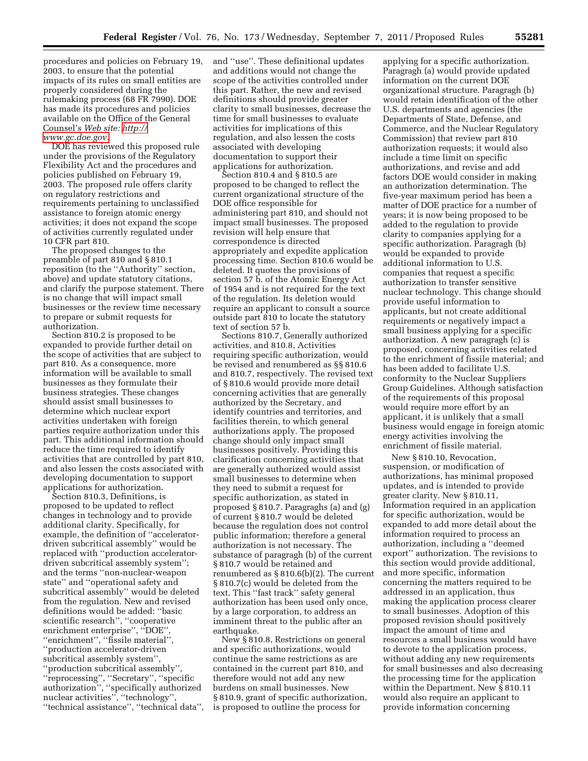procedures and policies on February 19, 2003, to ensure that the potential impacts of its rules on small entities are properly considered during the rulemaking process (68 FR 7990). DOE has made its procedures and policies available on the Office of the General Counsel's *Web site: http://www.gc.doe.gov.*

DOE has reviewed this proposed rule under the provisions of the Regulatory Flexibility Act and the procedures and policies published on February 19, 2003. The proposed rule offers clarity on regulatory restrictions and requirements pertaining to unclassified assistance to foreign atomic energy activities; it does not expand the scope of activities currently regulated under 10 CFR part 810.

The proposed changes to the preamble of part 810 and § 810.1 reposition (to the "Authority" section, above) and update statutory citations, and clarify the purpose statement. There is no change that will impact small businesses or the review time necessary to prepare or submit requests for authorization.

Section 810.2 is proposed to be expanded to provide further detail on the scope of activities that are subject to part 810. As a consequence, more information will be available to small businesses as they formulate their business strategies. These changes should assist small businesses to determine which nuclear export activities undertaken with foreign parties require authorization under this part. This additional information should reduce the time required to identify activities that are controlled by part 810, and also lessen the costs associated with developing documentation to support applications for authorization.

Section 810.3, Definitions, is proposed to be updated to reflect changes in technology and to provide additional clarity. Specifically, for example, the definition of "accelerator-driven subcritical assembly" would be replaced with "production accelerator-driven subcritical assembly system"; and the terms "non-nuclear-weapon state" and "operational safety and subcritical assembly" would be deleted from the regulation. New and revised definitions would be added: "basic scientific research", "cooperative enrichment enterprise", "DOE", "enrichment", "fissile material", "production accelerator-driven subcritical assembly system", "production subcritical assembly", "reprocessing", "Secretary", "specific authorization", "specifically authorized nuclear activities", "technology", "technical assistance", "technical data", and "use". These definitional updates and additions would not change the scope of the activities controlled under this part. Rather, the new and revised definitions should provide greater clarity to small businesses, decrease the time for small businesses to evaluate activities for implications of this regulation, and also lessen the costs associated with developing documentation to support their applications for authorization.

Section 810.4 and § 810.5 are proposed to be changed to reflect the current organizational structure of the DOE office responsible for administering part 810, and should not impact small businesses. The proposed revision will help ensure that correspondence is directed appropriately and expedite application processing time. Section 810.6 would be deleted. It quotes the provisions of section 57 b. of the Atomic Energy Act of 1954 and is not required for the text of the regulation. Its deletion would require an applicant to consult a source outside part 810 to locate the statutory text of section 57 b.

Sections 810.7, Generally authorized activities, and 810.8, Activities requiring specific authorization, would be revised and renumbered as §§ 810.6 and 810.7, respectively. The revised text of § 810.6 would provide more detail concerning activities that are generally authorized by the Secretary, and identify countries and territories, and facilities therein, to which general authorizations apply. The proposed change should only impact small businesses positively. Providing this clarification concerning activities that are generally authorized would assist small businesses to determine when they need to submit a request for specific authorization, as stated in proposed § 810.7. Paragraghs (a) and (g) of current § 810.7 would be deleted because the regulation does not control public information; therefore a general authorization is not necessary. The substance of paragraph (b) of the current § 810.7 would be retained and renumbered as § 810.6(b)(2). The current § 810.7(c) would be deleted from the text. This "fast track" safety general authorization has been used only once, by a large corporation, to address an imminent threat to the public after an earthquake.

New § 810.8, Restrictions on general and specific authorizations, would continue the same restrictions as are contained in the current part 810, and therefore would not add any new burdens on small businesses. New § 810.9, grant of specific authorization, is proposed to outline the process for applying for a specific authorization. Paragragh (a) would provide updated information on the current DOE organizational structure. Paragragh (b) would retain identification of the other U.S. departments and agencies (the Departments of State, Defense, and Commerce, and the Nuclear Regulatory Commission) that review part 810 authorization requests; it would also include a time limit on specific authorizations, and revise and add factors DOE would consider in making an authorization determination. The five-year maximum period has been a matter of DOE practice for a number of years; it is now being proposed to be added to the regulation to provide clarity to companies applying for a specific authorization. Paragraph (b) would be expanded to provide additional information to U.S. companies that request a specific authorization to transfer sensitive nuclear technology. This change should provide useful information to applicants, but not create additional requirements or negatively impact a small business applying for a specific authorization. A new paragraph (c) is proposed, concerning activities related to the enrichment of fissile material; and has been added to facilitate U.S. conformity to the Nuclear Suppliers Group Guidelines. Although satisfaction of the requirements of this proposal would require more effort by an applicant, it is unlikely that a small business would engage in foreign atomic energy activities involving the enrichment of fissile material.

New § 810.10, Revocation, suspension, or modification of authorizations, has minimal proposed updates, and is intended to provide greater clarity. New § 810.11, Information required in an application for specific authorization, would be expanded to add more detail about the information required to process an authorization, including a "deemed export" authorization. The revisions to this section would provide additional, and more specific, information concerning the matters required to be addressed in an application, thus making the application process clearer to small businesses. Adoption of this proposed revision should positively impact the amount of time and resources a small business would have to devote to the application process, without adding any new requirements for small businesses and also decreasing the processing time for the application within the Department. New § 810.11 would also require an applicant to provide information concerning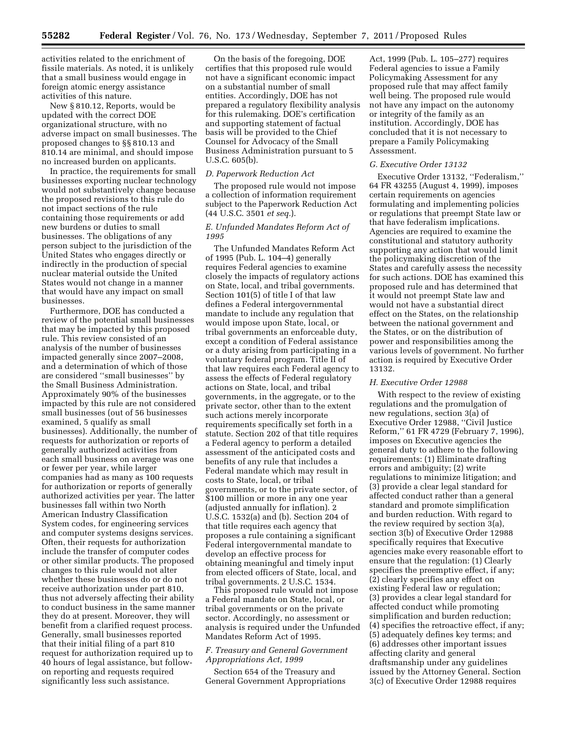activities related to the enrichment of fissile materials. As noted, it is unlikely that a small business would engage in foreign atomic energy assistance activities of this nature.

New § 810.12, Reports, would be updated with the correct DOE organizational structure, with no adverse impact on small businesses. The proposed changes to §§ 810.13 and 810.14 are minimal, and should impose no increased burden on applicants.

In practice, the requirements for small businesses exporting nuclear technology would not substantively change because the proposed revisions to this rule do not impact sections of the rule containing those requirements or add new burdens or duties to small businesses. The obligations of any person subject to the jurisdiction of the United States who engages directly or indirectly in the production of special nuclear material outside the United States would not change in a manner that would have any impact on small businesses.

Furthermore, DOE has conducted a review of the potential small businesses that may be impacted by this proposed rule. This review consisted of an analysis of the number of businesses impacted generally since 2007–2008, and a determination of which of those are considered ''small businesses'' by the Small Business Administration. Approximately 90% of the businesses impacted by this rule are not considered small businesses (out of 56 businesses examined, 5 qualify as small businesses). Additionally, the number of requests for authorization or reports of generally authorized activities from each small business on average was one or fewer per year, while larger companies had as many as 100 requests for authorization or reports of generally authorized activities per year. The latter businesses fall within two North American Industry Classification System codes, for engineering services and computer systems designs services. Often, their requests for authorization include the transfer of computer codes or other similar products. The proposed changes to this rule would not alter whether these businesses do or do not receive authorization under part 810, thus not adversely affecting their ability to conduct business in the same manner they do at present. Moreover, they will benefit from a clarified request process. Generally, small businesses reported that their initial filing of a part 810 request for authorization required up to 40 hours of legal assistance, but follow-on reporting and requests required significantly less such assistance.

On the basis of the foregoing, DOE certifies that this proposed rule would not have a significant economic impact on a substantial number of small entities. Accordingly, DOE has not prepared a regulatory flexibility analysis for this rulemaking. DOE's certification and supporting statement of factual basis will be provided to the Chief Counsel for Advocacy of the Small Business Administration pursuant to 5 U.S.C. 605(b).

### *D. Paperwork Reduction Act*

The proposed rule would not impose a collection of information requirement subject to the Paperwork Reduction Act (44 U.S.C. 3501 *et seq.*).

### *E. Unfunded Mandates Reform Act of 1995*

The Unfunded Mandates Reform Act of 1995 (Pub. L. 104–4) generally requires Federal agencies to examine closely the impacts of regulatory actions on State, local, and tribal governments. Section 101(5) of title I of that law defines a Federal intergovernmental mandate to include any regulation that would impose upon State, local, or tribal governments an enforceable duty, except a condition of Federal assistance or a duty arising from participating in a voluntary federal program. Title II of that law requires each Federal agency to assess the effects of Federal regulatory actions on State, local, and tribal governments, in the aggregate, or to the private sector, other than to the extent such actions merely incorporate requirements specifically set forth in a statute. Section 202 of that title requires a Federal agency to perform a detailed assessment of the anticipated costs and benefits of any rule that includes a Federal mandate which may result in costs to State, local, or tribal governments, or to the private sector, of $100 million or more in any one year (adjusted annually for inflation). 2 U.S.C. 1532(a) and (b). Section 204 of that title requires each agency that proposes a rule containing a significant Federal intergovernmental mandate to develop an effective process for obtaining meaningful and timely input from elected officers of State, local, and tribal governments. 2 U.S.C. 1534.

This proposed rule would not impose a Federal mandate on State, local, or tribal governments or on the private sector. Accordingly, no assessment or analysis is required under the Unfunded Mandates Reform Act of 1995.

### *F. Treasury and General Government Appropriations Act, 1999*

Section 654 of the Treasury and General Government Appropriations Act, 1999 (Pub. L. 105–277) requires Federal agencies to issue a Family Policymaking Assessment for any proposed rule that may affect family well being. The proposed rule would not have any impact on the autonomy or integrity of the family as an institution. Accordingly, DOE has concluded that it is not necessary to prepare a Family Policymaking Assessment.

### *G. Executive Order 13132*

Executive Order 13132, ''Federalism,'' 64 FR 43255 (August 4, 1999), imposes certain requirements on agencies formulating and implementing policies or regulations that preempt State law or that have federalism implications. Agencies are required to examine the constitutional and statutory authority supporting any action that would limit the policymaking discretion of the States and carefully assess the necessity for such actions. DOE has examined this proposed rule and has determined that it would not preempt State law and would not have a substantial direct effect on the States, on the relationship between the national government and the States, or on the distribution of power and responsibilities among the various levels of government. No further action is required by Executive Order 13132.

### *H. Executive Order 12988*

With respect to the review of existing regulations and the promulgation of new regulations, section 3(a) of Executive Order 12988, ''Civil Justice Reform,'' 61 FR 4729 (February 7, 1996), imposes on Executive agencies the general duty to adhere to the following requirements: (1) Eliminate drafting errors and ambiguity; (2) write regulations to minimize litigation; and (3) provide a clear legal standard for affected conduct rather than a general standard and promote simplification and burden reduction. With regard to the review required by section 3(a), section 3(b) of Executive Order 12988 specifically requires that Executive agencies make every reasonable effort to ensure that the regulation: (1) Clearly specifies the preemptive effect, if any; (2) clearly specifies any effect on existing Federal law or regulation; (3) provides a clear legal standard for affected conduct while promoting simplification and burden reduction; (4) specifies the retroactive effect, if any; (5) adequately defines key terms; and (6) addresses other important issues affecting clarity and general draftsmanship under any guidelines issued by the Attorney General. Section 3(c) of Executive Order 12988 requires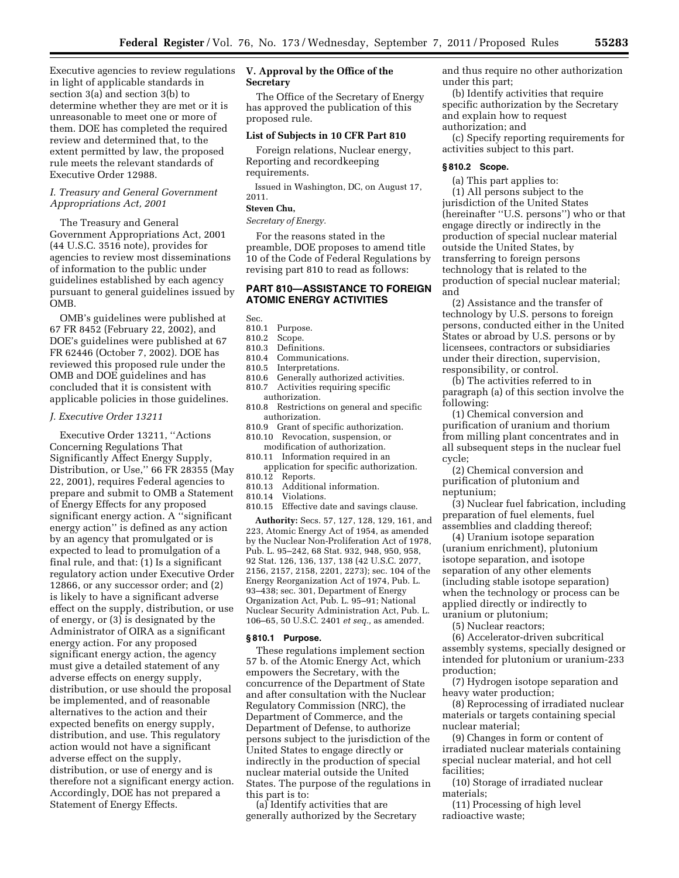Executive agencies to review regulations in light of applicable standards in section 3(a) and section 3(b) to determine whether they are met or it is unreasonable to meet one or more of them. DOE has completed the required review and determined that, to the extent permitted by law, the proposed rule meets the relevant standards of Executive Order 12988.

*I. Treasury and General Government Appropriations Act, 2001*

The Treasury and General Government Appropriations Act, 2001 (44 U.S.C. 3516 note), provides for agencies to review most disseminations of information to the public under guidelines established by each agency pursuant to general guidelines issued by OMB.

OMB's guidelines were published at 67 FR 8452 (February 22, 2002), and DOE's guidelines were published at 67 FR 62446 (October 7, 2002). DOE has reviewed this proposed rule under the OMB and DOE guidelines and has concluded that it is consistent with applicable policies in those guidelines.

*J. Executive Order 13211*

Executive Order 13211, ''Actions Concerning Regulations That Significantly Affect Energy Supply, Distribution, or Use,'' 66 FR 28355 (May 22, 2001), requires Federal agencies to prepare and submit to OMB a Statement of Energy Effects for any proposed significant energy action. A ''significant energy action'' is defined as any action by an agency that promulgated or is expected to lead to promulgation of a final rule, and that: (1) Is a significant regulatory action under Executive Order 12866, or any successor order; and (2) is likely to have a significant adverse effect on the supply, distribution, or use of energy, or (3) is designated by the Administrator of OIRA as a significant energy action. For any proposed significant energy action, the agency must give a detailed statement of any adverse effects on energy supply, distribution, or use should the proposal be implemented, and of reasonable alternatives to the action and their expected benefits on energy supply, distribution, and use. This regulatory action would not have a significant adverse effect on the supply, distribution, or use of energy and is therefore not a significant energy action. Accordingly, DOE has not prepared a Statement of Energy Effects.

**V. Approval by the Office of the Secretary**

The Office of the Secretary of Energy has approved the publication of this proposed rule.

**List of Subjects in 10 CFR Part 810**

Foreign relations, Nuclear energy, Reporting and recordkeeping requirements.

Issued in Washington, DC, on August 17, 2011.

**Steven Chu,**

*Secretary of Energy.*

For the reasons stated in the preamble, DOE proposes to amend title 10 of the Code of Federal Regulations by revising part 810 to read as follows:

## PART 810—ASSISTANCE TO FOREIGN ATOMIC ENERGY ACTIVITIES

Sec.
810.1 Purpose.
810.2 Scope.
810.3 Definitions.
810.4 Communications.
810.5 Interpretations.
810.6 Generally authorized activities.
810.7 Activities requiring specific authorization.
810.8 Restrictions on general and specific authorization.
810.9 Grant of specific authorization.
810.10 Revocation, suspension, or modification of authorization.
810.11 Information required in an application for specific authorization.
810.12 Reports.
810.13 Additional information.
810.14 Violations.
810.15 Effective date and savings clause.

**Authority:** Secs. 57, 127, 128, 129, 161, and 223, Atomic Energy Act of 1954, as amended by the Nuclear Non-Proliferation Act of 1978, Pub. L. 95–242, 68 Stat. 932, 948, 950, 958, 92 Stat. 126, 136, 137, 138 (42 U.S.C. 2077, 2156, 2157, 2158, 2201, 2273); sec. 104 of the Energy Reorganization Act of 1974, Pub. L. 93–438; sec. 301, Department of Energy Organization Act, Pub. L. 95–91; National Nuclear Security Administration Act, Pub. L. 106–65, 50 U.S.C. 2401 *et seq.*, as amended.

### § 810.1 Purpose.

These regulations implement section 57 b. of the Atomic Energy Act, which empowers the Secretary, with the concurrence of the Department of State and after consultation with the Nuclear Regulatory Commission (NRC), the Department of Commerce, and the Department of Defense, to authorize persons subject to the jurisdiction of the United States to engage directly or indirectly in the production of special nuclear material outside the United States. The purpose of the regulations in this part is to:

(a) Identify activities that are generally authorized by the Secretary and thus require no other authorization under this part;

(b) Identify activities that require specific authorization by the Secretary and explain how to request authorization; and

(c) Specify reporting requirements for activities subject to this part.

### § 810.2 Scope.

(a) This part applies to:

(1) All persons subject to the jurisdiction of the United States (hereinafter ''U.S. persons'') who or that engage directly or indirectly in the production of special nuclear material outside the United States, by transferring to foreign persons technology that is related to the production of special nuclear material; and

(2) Assistance and the transfer of technology by U.S. persons to foreign persons, conducted either in the United States or abroad by U.S. persons or by licensees, contractors or subsidiaries under their direction, supervision, responsibility, or control.

(b) The activities referred to in paragraph (a) of this section involve the following:

(1) Chemical conversion and purification of uranium and thorium from milling plant concentrates and in all subsequent steps in the nuclear fuel cycle;

(2) Chemical conversion and purification of plutonium and neptunium;

(3) Nuclear fuel fabrication, including preparation of fuel elements, fuel assemblies and cladding thereof;

(4) Uranium isotope separation (uranium enrichment), plutonium isotope separation, and isotope separation of any other elements (including stable isotope separation) when the technology or process can be applied directly or indirectly to uranium or plutonium;

(5) Nuclear reactors;

(6) Accelerator-driven subcritical assembly systems, specially designed or intended for plutonium or uranium-233 production;

(7) Hydrogen isotope separation and heavy water production;

(8) Reprocessing of irradiated nuclear materials or targets containing special nuclear material;

(9) Changes in form or content of irradiated nuclear materials containing special nuclear material, and hot cell facilities;

(10) Storage of irradiated nuclear materials;

(11) Processing of high level radioactive waste;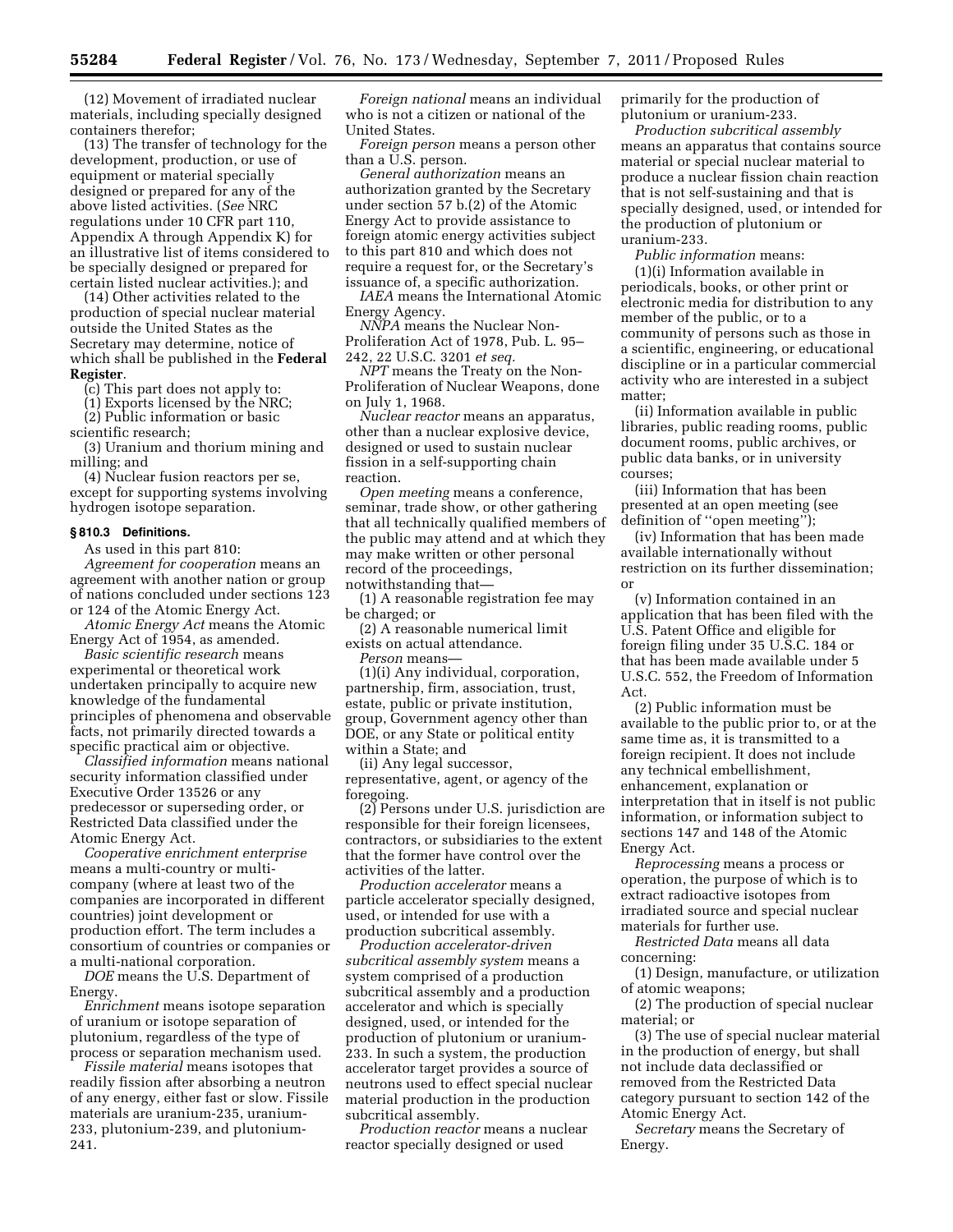(12) Movement of irradiated nuclear materials, including specially designed containers therefor;

(13) The transfer of technology for the development, production, or use of equipment or material specially designed or prepared for any of the above listed activities. (*See* NRC regulations under 10 CFR part 110, Appendix A through Appendix K) for an illustrative list of items considered to be specially designed or prepared for certain listed nuclear activities.); and

(14) Other activities related to the production of special nuclear material outside the United States as the Secretary may determine, notice of which shall be published in the **Federal Register**.

(c) This part does not apply to:

(1) Exports licensed by the NRC;

(2) Public information or basic scientific research;

(3) Uranium and thorium mining and milling; and

(4) Nuclear fusion reactors per se, except for supporting systems involving hydrogen isotope separation.

### § 810.3 Definitions.

As used in this part 810:

*Agreement for cooperation* means an agreement with another nation or group of nations concluded under sections 123 or 124 of the Atomic Energy Act.

*Atomic Energy Act* means the Atomic Energy Act of 1954, as amended.

*Basic scientific research* means experimental or theoretical work undertaken principally to acquire new knowledge of the fundamental principles of phenomena and observable facts, not primarily directed towards a specific practical aim or objective.

*Classified information* means national security information classified under Executive Order 13526 or any predecessor or superseding order, or Restricted Data classified under the Atomic Energy Act.

*Cooperative enrichment enterprise* means a multi-country or multi-company (where at least two of the companies are incorporated in different countries) joint development or production effort. The term includes a consortium of countries or companies or a multi-national corporation.

*DOE* means the U.S. Department of Energy.

*Enrichment* means isotope separation of uranium or isotope separation of plutonium, regardless of the type of process or separation mechanism used.

*Fissile material* means isotopes that readily fission after absorbing a neutron of any energy, either fast or slow. Fissile materials are uranium-235, uranium-233, plutonium-239, and plutonium-241.

*Foreign national* means an individual who is not a citizen or national of the United States.

*Foreign person* means a person other than a U.S. person.

*General authorization* means an authorization granted by the Secretary under section 57 b.(2) of the Atomic Energy Act to provide assistance to foreign atomic energy activities subject to this part 810 and which does not require a request for, or the Secretary's issuance of, a specific authorization.

*IAEA* means the International Atomic Energy Agency.

*NNPA* means the Nuclear Non-Proliferation Act of 1978, Pub. L. 95–242, 22 U.S.C. 3201 *et seq.*

*NPT* means the Treaty on the Non-Proliferation of Nuclear Weapons, done on July 1, 1968.

*Nuclear reactor* means an apparatus, other than a nuclear explosive device, designed or used to sustain nuclear fission in a self-supporting chain reaction.

*Open meeting* means a conference, seminar, trade show, or other gathering that all technically qualified members of the public may attend and at which they may make written or other personal record of the proceedings, notwithstanding that—

(1) A reasonable registration fee may be charged; or

(2) A reasonable numerical limit exists on actual attendance.

*Person* means—

(1)(i) Any individual, corporation, partnership, firm, association, trust, estate, public or private institution, group, Government agency other than DOE, or any State or political entity within a State; and

(ii) Any legal successor, representative, agent, or agency of the foregoing.

(2) Persons under U.S. jurisdiction are responsible for their foreign licensees, contractors, or subsidiaries to the extent that the former have control over the activities of the latter.

*Production accelerator* means a particle accelerator specially designed, used, or intended for use with a production subcritical assembly.

*Production accelerator-driven subcritical assembly system* means a system comprised of a production subcritical assembly and a production accelerator and which is specially designed, used, or intended for the production of plutonium or uranium-233. In such a system, the production accelerator target provides a source of neutrons used to effect special nuclear material production in the production subcritical assembly.

*Production reactor* means a nuclear reactor specially designed or used primarily for the production of plutonium or uranium-233.

*Production subcritical assembly* means an apparatus that contains source material or special nuclear material to produce a nuclear fission chain reaction that is not self-sustaining and that is specially designed, used, or intended for the production of plutonium or uranium-233.

*Public information* means:

(1)(i) Information available in periodicals, books, or other print or electronic media for distribution to any member of the public, or to a community of persons such as those in a scientific, engineering, or educational discipline or in a particular commercial activity who are interested in a subject matter;

(ii) Information available in public libraries, public reading rooms, public document rooms, public archives, or public data banks, or in university courses;

(iii) Information that has been presented at an open meeting (see definition of "open meeting");

(iv) Information that has been made available internationally without restriction on its further dissemination; or

(v) Information contained in an application that has been filed with the U.S. Patent Office and eligible for foreign filing under 35 U.S.C. 184 or that has been made available under 5 U.S.C. 552, the Freedom of Information Act.

(2) Public information must be available to the public prior to, or at the same time as, it is transmitted to a foreign recipient. It does not include any technical embellishment, enhancement, explanation or interpretation that in itself is not public information, or information subject to sections 147 and 148 of the Atomic Energy Act.

*Reprocessing* means a process or operation, the purpose of which is to extract radioactive isotopes from irradiated source and special nuclear materials for further use.

*Restricted Data* means all data concerning:

(1) Design, manufacture, or utilization of atomic weapons;

(2) The production of special nuclear material; or

(3) The use of special nuclear material in the production of energy, but shall not include data declassified or removed from the Restricted Data category pursuant to section 142 of the Atomic Energy Act.

*Secretary* means the Secretary of Energy.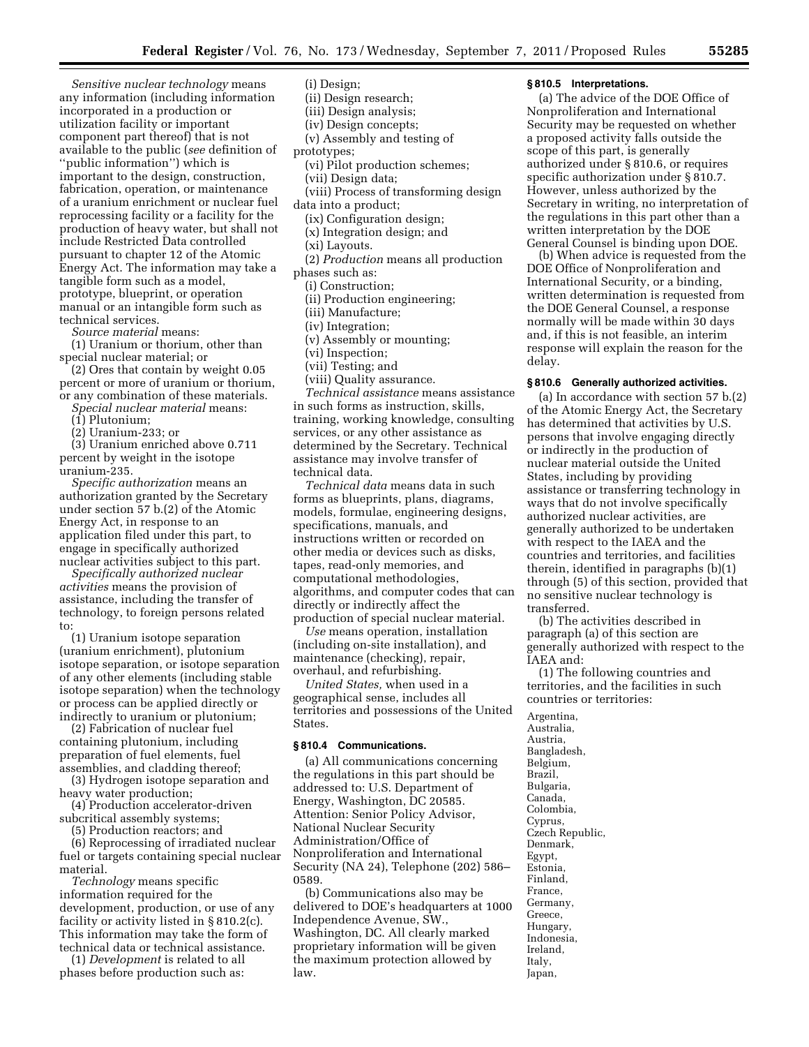*Sensitive nuclear technology* means any information (including information incorporated in a production or utilization facility or important component part thereof) that is not available to the public (*see* definition of ''public information'') which is important to the design, construction, fabrication, operation, or maintenance of a uranium enrichment or nuclear fuel reprocessing facility or a facility for the production of heavy water, but shall not include Restricted Data controlled pursuant to chapter 12 of the Atomic Energy Act. The information may take a tangible form such as a model, prototype, blueprint, or operation manual or an intangible form such as technical services.

*Source material* means:

(1) Uranium or thorium, other than special nuclear material; or

(2) Ores that contain by weight 0.05 percent or more of uranium or thorium, or any combination of these materials.

*Special nuclear material* means:

(1) Plutonium;

(2) Uranium-233; or

(3) Uranium enriched above 0.711 percent by weight in the isotope uranium-235.

*Specific authorization* means an authorization granted by the Secretary under section 57 b.(2) of the Atomic Energy Act, in response to an application filed under this part, to engage in specifically authorized nuclear activities subject to this part.

*Specifically authorized nuclear activities* means the provision of assistance, including the transfer of technology, to foreign persons related to:

(1) Uranium isotope separation (uranium enrichment), plutonium isotope separation, or isotope separation of any other elements (including stable isotope separation) when the technology or process can be applied directly or indirectly to uranium or plutonium;

(2) Fabrication of nuclear fuel containing plutonium, including preparation of fuel elements, fuel assemblies, and cladding thereof;

(3) Hydrogen isotope separation and heavy water production;

(4) Production accelerator-driven subcritical assembly systems;

(5) Production reactors; and

(6) Reprocessing of irradiated nuclear fuel or targets containing special nuclear material.

*Technology* means specific information required for the development, production, or use of any facility or activity listed in § 810.2(c). This information may take the form of technical data or technical assistance.

(1) *Development* is related to all phases before production such as:

(i) Design;

(ii) Design research;

(iii) Design analysis;

(iv) Design concepts;

(v) Assembly and testing of prototypes;

(vi) Pilot production schemes;

(vii) Design data;

(viii) Process of transforming design data into a product;

(ix) Configuration design;

(x) Integration design; and

(xi) Layouts.

(2) *Production* means all production phases such as:

(i) Construction;

(ii) Production engineering;

(iii) Manufacture;

(iv) Integration;

(v) Assembly or mounting;

(vi) Inspection;

(vii) Testing; and

(viii) Quality assurance.

*Technical assistance* means assistance in such forms as instruction, skills, training, working knowledge, consulting services, or any other assistance as determined by the Secretary. Technical assistance may involve transfer of technical data.

*Technical data* means data in such forms as blueprints, plans, diagrams, models, formulae, engineering designs, specifications, manuals, and instructions written or recorded on other media or devices such as disks, tapes, read-only memories, and computational methodologies, algorithms, and computer codes that can directly or indirectly affect the production of special nuclear material.

*Use* means operation, installation (including on-site installation), and maintenance (checking), repair, overhaul, and refurbishing.

*United States,* when used in a geographical sense, includes all territories and possessions of the United States.

### § 810.4 Communications.

(a) All communications concerning the regulations in this part should be addressed to: U.S. Department of Energy, Washington, DC 20585. Attention: Senior Policy Advisor, National Nuclear Security Administration/Office of Nonproliferation and International Security (NA 24), Telephone (202) 586–0589.

(b) Communications also may be delivered to DOE's headquarters at 1000 Independence Avenue, SW., Washington, DC. All clearly marked proprietary information will be given the maximum protection allowed by law.

### § 810.5 Interpretations.

(a) The advice of the DOE Office of Nonproliferation and International Security may be requested on whether a proposed activity falls outside the scope of this part, is generally authorized under § 810.6, or requires specific authorization under § 810.7. However, unless authorized by the Secretary in writing, no interpretation of the regulations in this part other than a written interpretation by the DOE General Counsel is binding upon DOE.

(b) When advice is requested from the DOE Office of Nonproliferation and International Security, or a binding, written determination is requested from the DOE General Counsel, a response normally will be made within 30 days and, if this is not feasible, an interim response will explain the reason for the delay.

### § 810.6 Generally authorized activities.

(a) In accordance with section 57 b.(2) of the Atomic Energy Act, the Secretary has determined that activities by U.S. persons that involve engaging directly or indirectly in the production of nuclear material outside the United States, including by providing assistance or transferring technology in ways that do not involve specifically authorized nuclear activities, are generally authorized to be undertaken with respect to the IAEA and the countries and territories, and facilities therein, identified in paragraphs (b)(1) through (5) of this section, provided that no sensitive nuclear technology is transferred.

(b) The activities described in paragraph (a) of this section are generally authorized with respect to the IAEA and:

(1) The following countries and territories, and the facilities in such countries or territories:

Argentina,
Australia,
Austria,
Bangladesh,
Belgium,
Brazil,
Bulgaria,
Canada,
Colombia,
Cyprus,
Czech Republic,
Denmark,
Egypt,
Estonia,
Finland,
France,
Germany,
Greece,
Hungary,
Indonesia,
Ireland,
Italy,
Japan,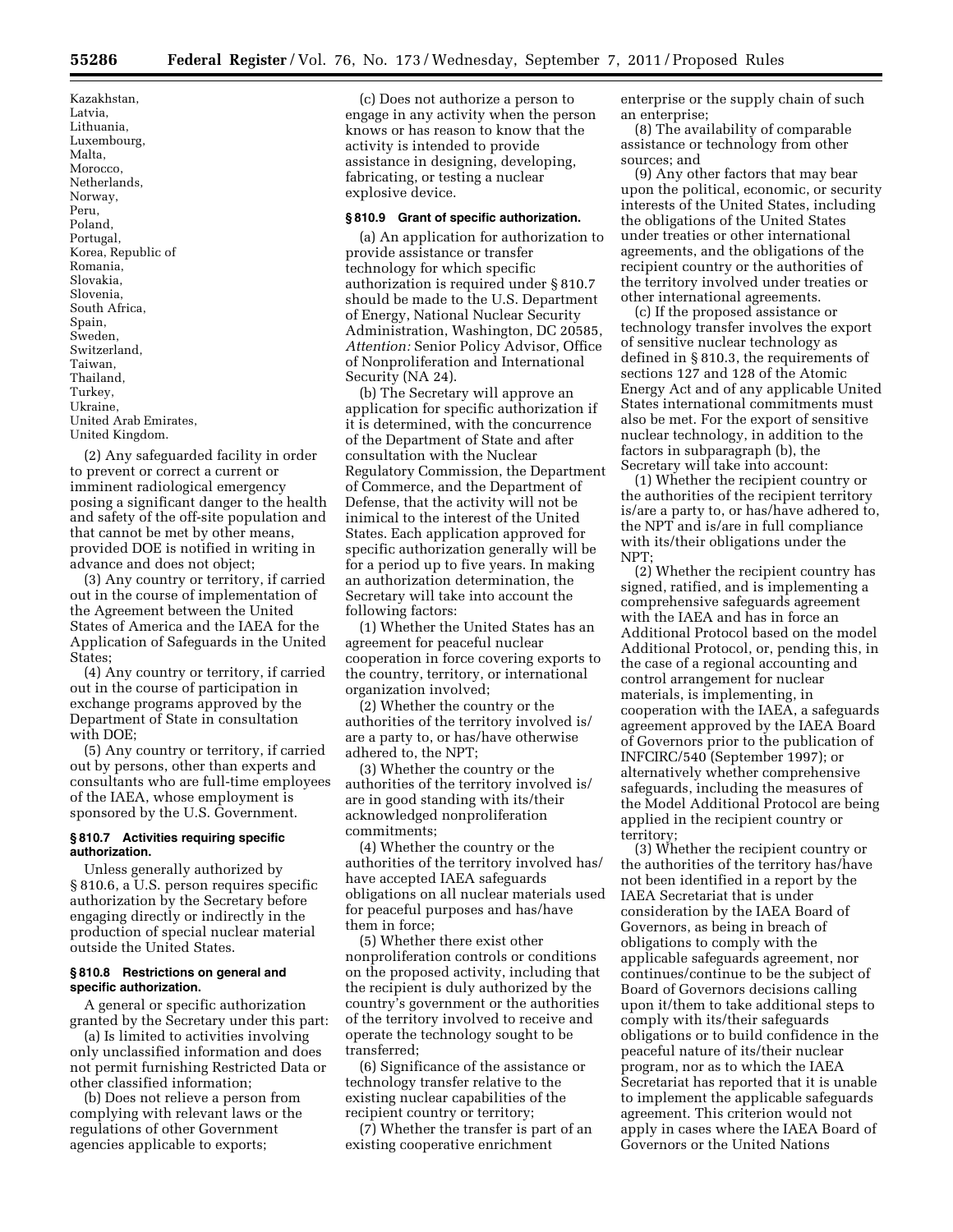Kazakhstan,
Latvia,
Lithuania,
Luxembourg,
Malta,
Morocco,
Netherlands,
Norway,
Peru,
Poland,
Portugal,
Korea, Republic of
Romania,
Slovakia,
Slovenia,
South Africa,
Spain,
Sweden,
Switzerland,
Taiwan,
Thailand,
Turkey,
Ukraine,
United Arab Emirates,
United Kingdom.

(2) Any safeguarded facility in order to prevent or correct a current or imminent radiological emergency posing a significant danger to the health and safety of the off-site population and that cannot be met by other means, provided DOE is notified in writing in advance and does not object;

(3) Any country or territory, if carried out in the course of implementation of the Agreement between the United States of America and the IAEA for the Application of Safeguards in the United States;

(4) Any country or territory, if carried out in the course of participation in exchange programs approved by the Department of State in consultation with DOE;

(5) Any country or territory, if carried out by persons, other than experts and consultants who are full-time employees of the IAEA, whose employment is sponsored by the U.S. Government.

### § 810.7 Activities requiring specific authorization.

Unless generally authorized by § 810.6, a U.S. person requires specific authorization by the Secretary before engaging directly or indirectly in the production of special nuclear material outside the United States.

### § 810.8 Restrictions on general and specific authorization.

A general or specific authorization granted by the Secretary under this part:

(a) Is limited to activities involving only unclassified information and does not permit furnishing Restricted Data or other classified information;

(b) Does not relieve a person from complying with relevant laws or the regulations of other Government agencies applicable to exports;

(c) Does not authorize a person to engage in any activity when the person knows or has reason to know that the activity is intended to provide assistance in designing, developing, fabricating, or testing a nuclear explosive device.

### § 810.9 Grant of specific authorization.

(a) An application for authorization to provide assistance or transfer technology for which specific authorization is required under § 810.7 should be made to the U.S. Department of Energy, National Nuclear Security Administration, Washington, DC 20585, *Attention:* Senior Policy Advisor, Office of Nonproliferation and International Security (NA 24).

(b) The Secretary will approve an application for specific authorization if it is determined, with the concurrence of the Department of State and after consultation with the Nuclear Regulatory Commission, the Department of Commerce, and the Department of Defense, that the activity will not be inimical to the interest of the United States. Each application approved for specific authorization generally will be for a period up to five years. In making an authorization determination, the Secretary will take into account the following factors:

(1) Whether the United States has an agreement for peaceful nuclear cooperation in force covering exports to the country, territory, or international organization involved;

(2) Whether the country or the authorities of the territory involved is/are a party to, or has/have otherwise adhered to, the NPT;

(3) Whether the country or the authorities of the territory involved is/are in good standing with its/their acknowledged nonproliferation commitments;

(4) Whether the country or the authorities of the territory involved has/have accepted IAEA safeguards obligations on all nuclear materials used for peaceful purposes and has/have them in force;

(5) Whether there exist other nonproliferation controls or conditions on the proposed activity, including that the recipient is duly authorized by the country's government or the authorities of the territory involved to receive and operate the technology sought to be transferred;

(6) Significance of the assistance or technology transfer relative to the existing nuclear capabilities of the recipient country or territory;

(7) Whether the transfer is part of an existing cooperative enrichment enterprise or the supply chain of such an enterprise;

(8) The availability of comparable assistance or technology from other sources; and

(9) Any other factors that may bear upon the political, economic, or security interests of the United States, including the obligations of the United States under treaties or other international agreements, and the obligations of the recipient country or the authorities of the territory involved under treaties or other international agreements.

(c) If the proposed assistance or technology transfer involves the export of sensitive nuclear technology as defined in § 810.3, the requirements of sections 127 and 128 of the Atomic Energy Act and of any applicable United States international commitments must also be met. For the export of sensitive nuclear technology, in addition to the factors in subparagraph (b), the Secretary will take into account:

(1) Whether the recipient country or the authorities of the recipient territory is/are a party to, or has/have adhered to, the NPT and is/are in full compliance with its/their obligations under the NPT;

(2) Whether the recipient country has signed, ratified, and is implementing a comprehensive safeguards agreement with the IAEA and has in force an Additional Protocol based on the model Additional Protocol, or, pending this, in the case of a regional accounting and control arrangement for nuclear materials, is implementing, in cooperation with the IAEA, a safeguards agreement approved by the IAEA Board of Governors prior to the publication of INFCIRC/540 (September 1997); or alternatively whether comprehensive safeguards, including the measures of the Model Additional Protocol are being applied in the recipient country or territory;

(3) Whether the recipient country or the authorities of the territory has/have not been identified in a report by the IAEA Secretariat that is under consideration by the IAEA Board of Governors, as being in breach of obligations to comply with the applicable safeguards agreement, nor continues/continue to be the subject of Board of Governors decisions calling upon it/them to take additional steps to comply with its/their safeguards obligations or to build confidence in the peaceful nature of its/their nuclear program, nor as to which the IAEA Secretariat has reported that it is unable to implement the applicable safeguards agreement. This criterion would not apply in cases where the IAEA Board of Governors or the United Nations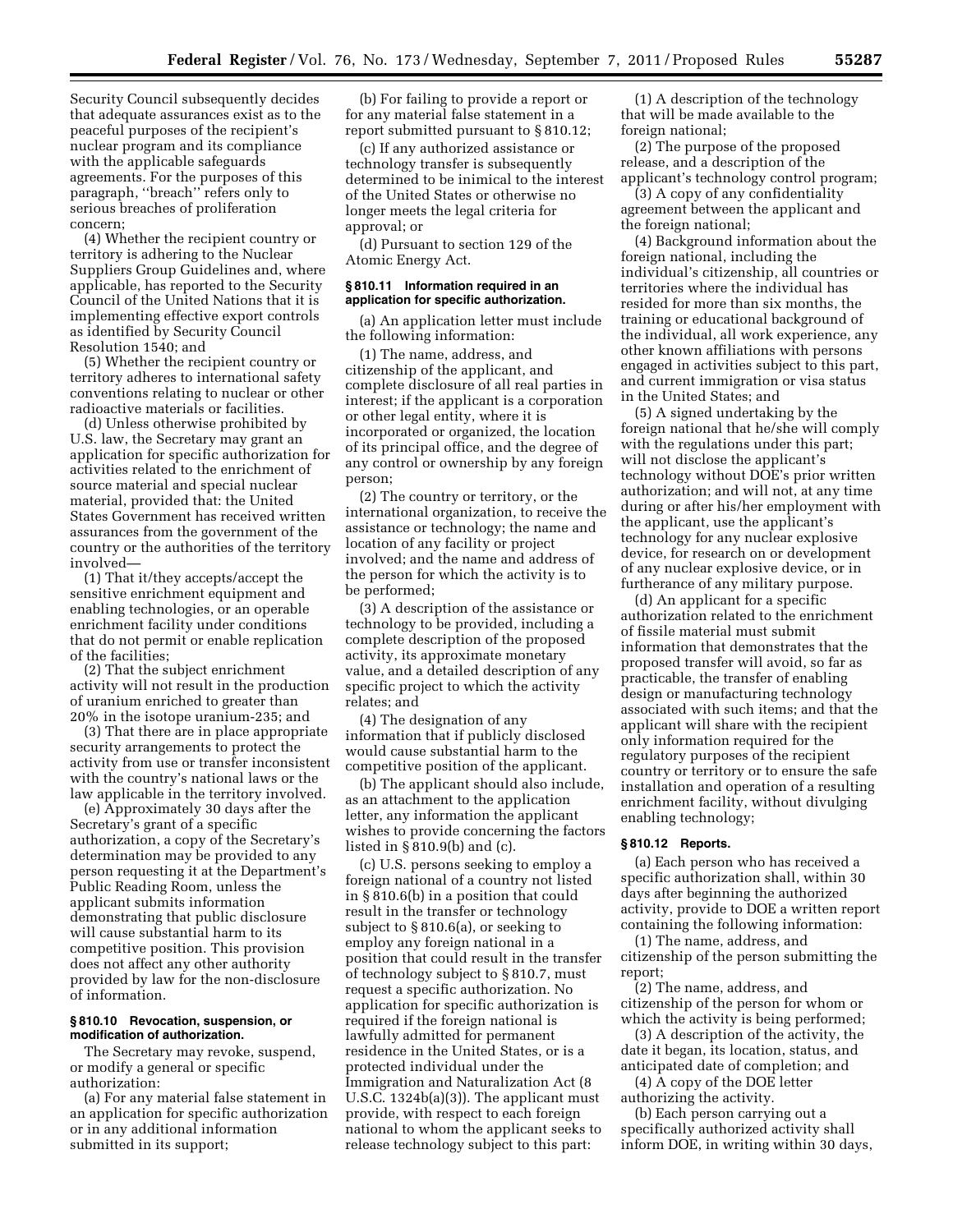Security Council subsequently decides that adequate assurances exist as to the peaceful purposes of the recipient's nuclear program and its compliance with the applicable safeguards agreements. For the purposes of this paragraph, "breach" refers only to serious breaches of proliferation concern;

(4) Whether the recipient country or territory is adhering to the Nuclear Suppliers Group Guidelines and, where applicable, has reported to the Security Council of the United Nations that it is implementing effective export controls as identified by Security Council Resolution 1540; and

(5) Whether the recipient country or territory adheres to international safety conventions relating to nuclear or other radioactive materials or facilities.

(d) Unless otherwise prohibited by U.S. law, the Secretary may grant an application for specific authorization for activities related to the enrichment of source material and special nuclear material, provided that: the United States Government has received written assurances from the government of the country or the authorities of the territory involved—

(1) That it/they accepts/accept the sensitive enrichment equipment and enabling technologies, or an operable enrichment facility under conditions that do not permit or enable replication of the facilities;

(2) That the subject enrichment activity will not result in the production of uranium enriched to greater than 20% in the isotope uranium-235; and

(3) That there are in place appropriate security arrangements to protect the activity from use or transfer inconsistent with the country's national laws or the law applicable in the territory involved.

(e) Approximately 30 days after the Secretary's grant of a specific authorization, a copy of the Secretary's determination may be provided to any person requesting it at the Department's Public Reading Room, unless the applicant submits information demonstrating that public disclosure will cause substantial harm to its competitive position. This provision does not affect any other authority provided by law for the non-disclosure of information.

#### § 810.10 Revocation, suspension, or modification of authorization.

The Secretary may revoke, suspend, or modify a general or specific authorization:

(a) For any material false statement in an application for specific authorization or in any additional information submitted in its support;

(b) For failing to provide a report or for any material false statement in a report submitted pursuant to § 810.12;

(c) If any authorized assistance or technology transfer is subsequently determined to be inimical to the interest of the United States or otherwise no longer meets the legal criteria for approval; or

(d) Pursuant to section 129 of the Atomic Energy Act.

#### § 810.11 Information required in an application for specific authorization.

(a) An application letter must include the following information:

(1) The name, address, and citizenship of the applicant, and complete disclosure of all real parties in interest; if the applicant is a corporation or other legal entity, where it is incorporated or organized, the location of its principal office, and the degree of any control or ownership by any foreign person;

(2) The country or territory, or the international organization, to receive the assistance or technology; the name and location of any facility or project involved; and the name and address of the person for which the activity is to be performed;

(3) A description of the assistance or technology to be provided, including a complete description of the proposed activity, its approximate monetary value, and a detailed description of any specific project to which the activity relates; and

(4) The designation of any information that if publicly disclosed would cause substantial harm to the competitive position of the applicant.

(b) The applicant should also include, as an attachment to the application letter, any information the applicant wishes to provide concerning the factors listed in § 810.9(b) and (c).

(c) U.S. persons seeking to employ a foreign national of a country not listed in § 810.6(b) in a position that could result in the transfer or technology subject to § 810.6(a), or seeking to employ any foreign national in a position that could result in the transfer of technology subject to § 810.7, must request a specific authorization. No application for specific authorization is required if the foreign national is lawfully admitted for permanent residence in the United States, or is a protected individual under the Immigration and Naturalization Act (8 U.S.C. 1324b(a)(3)). The applicant must provide, with respect to each foreign national to whom the applicant seeks to release technology subject to this part:

(1) A description of the technology that will be made available to the foreign national;

(2) The purpose of the proposed release, and a description of the applicant's technology control program;

(3) A copy of any confidentiality agreement between the applicant and the foreign national;

(4) Background information about the foreign national, including the individual's citizenship, all countries or territories where the individual has resided for more than six months, the training or educational background of the individual, all work experience, any other known affiliations with persons engaged in activities subject to this part, and current immigration or visa status in the United States; and

(5) A signed undertaking by the foreign national that he/she will comply with the regulations under this part; will not disclose the applicant's technology without DOE's prior written authorization; and will not, at any time during or after his/her employment with the applicant, use the applicant's technology for any nuclear explosive device, for research on or development of any nuclear explosive device, or in furtherance of any military purpose.

(d) An applicant for a specific authorization related to the enrichment of fissile material must submit information that demonstrates that the proposed transfer will avoid, so far as practicable, the transfer of enabling design or manufacturing technology associated with such items; and that the applicant will share with the recipient only information required for the regulatory purposes of the recipient country or territory or to ensure the safe installation and operation of a resulting enrichment facility, without divulging enabling technology;

#### § 810.12 Reports.

(a) Each person who has received a specific authorization shall, within 30 days after beginning the authorized activity, provide to DOE a written report containing the following information:

(1) The name, address, and citizenship of the person submitting the report;

(2) The name, address, and citizenship of the person for whom or which the activity is being performed;

(3) A description of the activity, the date it began, its location, status, and anticipated date of completion; and

(4) A copy of the DOE letter authorizing the activity.

(b) Each person carrying out a specifically authorized activity shall inform DOE, in writing within 30 days,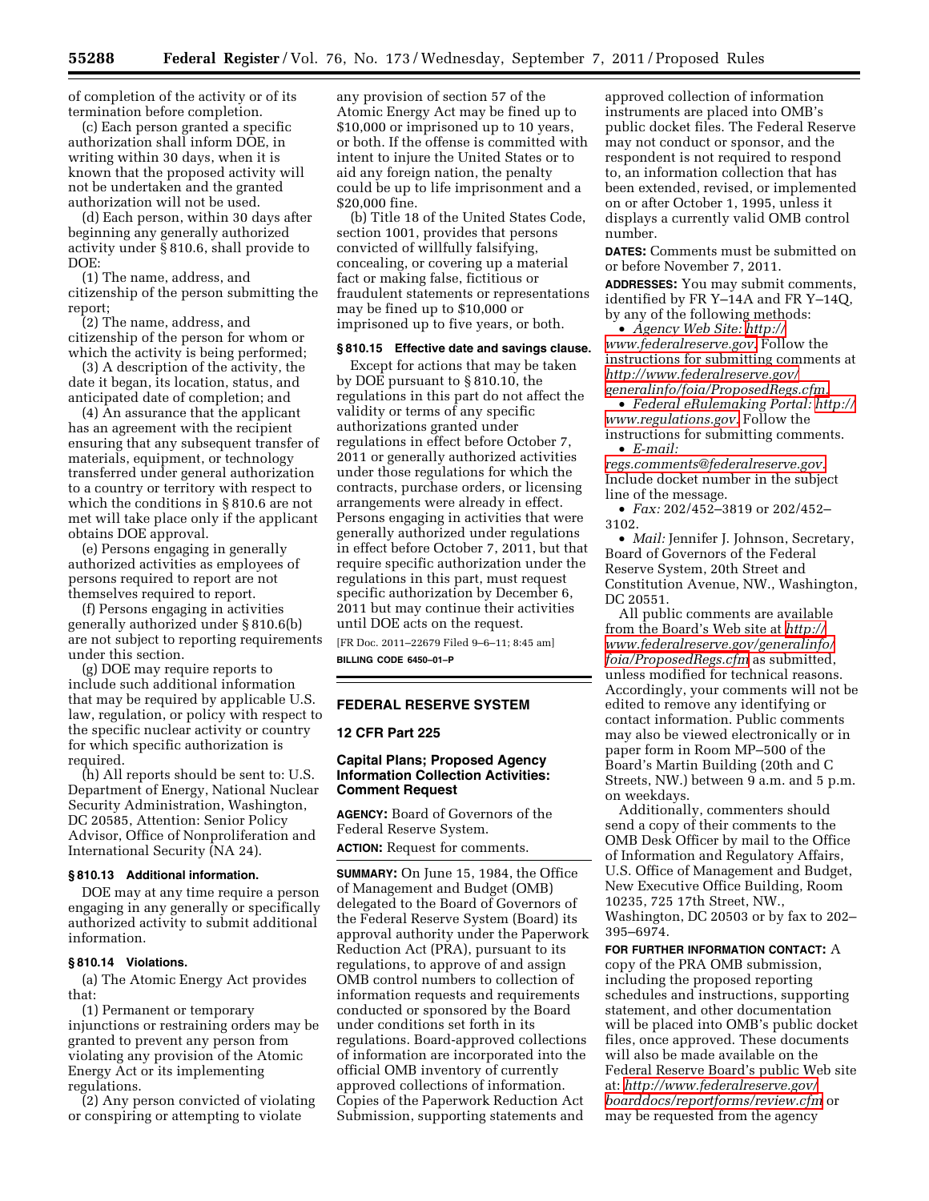of completion of the activity or of its termination before completion.

(c) Each person granted a specific authorization shall inform DOE, in writing within 30 days, when it is known that the proposed activity will not be undertaken and the granted authorization will not be used.

(d) Each person, within 30 days after beginning any generally authorized activity under § 810.6, shall provide to DOE:

(1) The name, address, and citizenship of the person submitting the report;

(2) The name, address, and citizenship of the person for whom or which the activity is being performed;

(3) A description of the activity, the date it began, its location, status, and anticipated date of completion; and

(4) An assurance that the applicant has an agreement with the recipient ensuring that any subsequent transfer of materials, equipment, or technology transferred under general authorization to a country or territory with respect to which the conditions in § 810.6 are not met will take place only if the applicant obtains DOE approval.

(e) Persons engaging in generally authorized activities as employees of persons required to report are not themselves required to report.

(f) Persons engaging in activities generally authorized under § 810.6(b) are not subject to reporting requirements under this section.

(g) DOE may require reports to include such additional information that may be required by applicable U.S. law, regulation, or policy with respect to the specific nuclear activity or country for which specific authorization is required.

(h) All reports should be sent to: U.S. Department of Energy, National Nuclear Security Administration, Washington, DC 20585, Attention: Senior Policy Advisor, Office of Nonproliferation and International Security (NA 24).

### § 810.13 Additional information.

DOE may at any time require a person engaging in any generally or specifically authorized activity to submit additional information.

### § 810.14 Violations.

(a) The Atomic Energy Act provides that:

(1) Permanent or temporary injunctions or restraining orders may be granted to prevent any person from violating any provision of the Atomic Energy Act or its implementing regulations.

(2) Any person convicted of violating or conspiring or attempting to violate any provision of section 57 of the Atomic Energy Act may be fined up to $10,000 or imprisoned up to 10 years, or both. If the offense is committed with intent to injure the United States or to aid any foreign nation, the penalty could be up to life imprisonment and a $20,000 fine.

(b) Title 18 of the United States Code, section 1001, provides that persons convicted of willfully falsifying, concealing, or covering up a material fact or making false, fictitious or fraudulent statements or representations may be fined up to $10,000 or imprisoned up to five years, or both.

### § 810.15 Effective date and savings clause.

Except for actions that may be taken by DOE pursuant to § 810.10, the regulations in this part do not affect the validity or terms of any specific authorizations granted under regulations in effect before October 7, 2011 or generally authorized activities under those regulations for which the contracts, purchase orders, or licensing arrangements were already in effect. Persons engaging in activities that were generally authorized under regulations in effect before October 7, 2011, but that require specific authorization under the regulations in this part, must request specific authorization by December 6, 2011 but may continue their activities until DOE acts on the request.

[FR Doc. 2011–22679 Filed 9–6–11; 8:45 am]

**BILLING CODE 6450–01–P**

---

## FEDERAL RESERVE SYSTEM

## 12 CFR Part 225

## Capital Plans; Proposed Agency Information Collection Activities: Comment Request

**AGENCY:** Board of Governors of the Federal Reserve System.

**ACTION:** Request for comments.

**SUMMARY:** On June 15, 1984, the Office of Management and Budget (OMB) delegated to the Board of Governors of the Federal Reserve System (Board) its approval authority under the Paperwork Reduction Act (PRA), pursuant to its regulations, to approve of and assign OMB control numbers to collection of information requests and requirements conducted or sponsored by the Board under conditions set forth in its regulations. Board-approved collections of information are incorporated into the official OMB inventory of currently approved collections of information. Copies of the Paperwork Reduction Act Submission, supporting statements and approved collection of information instruments are placed into OMB's public docket files. The Federal Reserve may not conduct or sponsor, and the respondent is not required to respond to, an information collection that has been extended, revised, or implemented on or after October 1, 1995, unless it displays a currently valid OMB control number.

**DATES:** Comments must be submitted on or before November 7, 2011.

**ADDRESSES:** You may submit comments, identified by FR Y–14A and FR Y–14Q, by any of the following methods:

- *Agency Web Site: http://www.federalreserve.gov.* Follow the instructions for submitting comments at *http://www.federalreserve.gov/generalinfo/foia/ProposedRegs.cfm.*
- *Federal eRulemaking Portal: http://www.regulations.gov.* Follow the instructions for submitting comments.
- *E-mail: regs.comments@federalreserve.gov.* Include docket number in the subject line of the message.
- *Fax:* 202/452–3819 or 202/452–3102.
- *Mail:* Jennifer J. Johnson, Secretary, Board of Governors of the Federal Reserve System, 20th Street and Constitution Avenue, NW., Washington, DC 20551.

All public comments are available from the Board's Web site at *http://www.federalreserve.gov/generalinfo/foia/ProposedRegs.cfm* as submitted, unless modified for technical reasons. Accordingly, your comments will not be edited to remove any identifying or contact information. Public comments may also be viewed electronically or in paper form in Room MP–500 of the Board's Martin Building (20th and C Streets, NW.) between 9 a.m. and 5 p.m. on weekdays.

Additionally, commenters should send a copy of their comments to the OMB Desk Officer by mail to the Office of Information and Regulatory Affairs, U.S. Office of Management and Budget, New Executive Office Building, Room 10235, 725 17th Street, NW., Washington, DC 20503 or by fax to 202–395–6974.

**FOR FURTHER INFORMATION CONTACT:** A copy of the PRA OMB submission, including the proposed reporting schedules and instructions, supporting statement, and other documentation will be placed into OMB's public docket files, once approved. These documents will also be made available on the Federal Reserve Board's public Web site at: *http://www.federalreserve.gov/boarddocs/reportforms/review.cfm* or may be requested from the agency